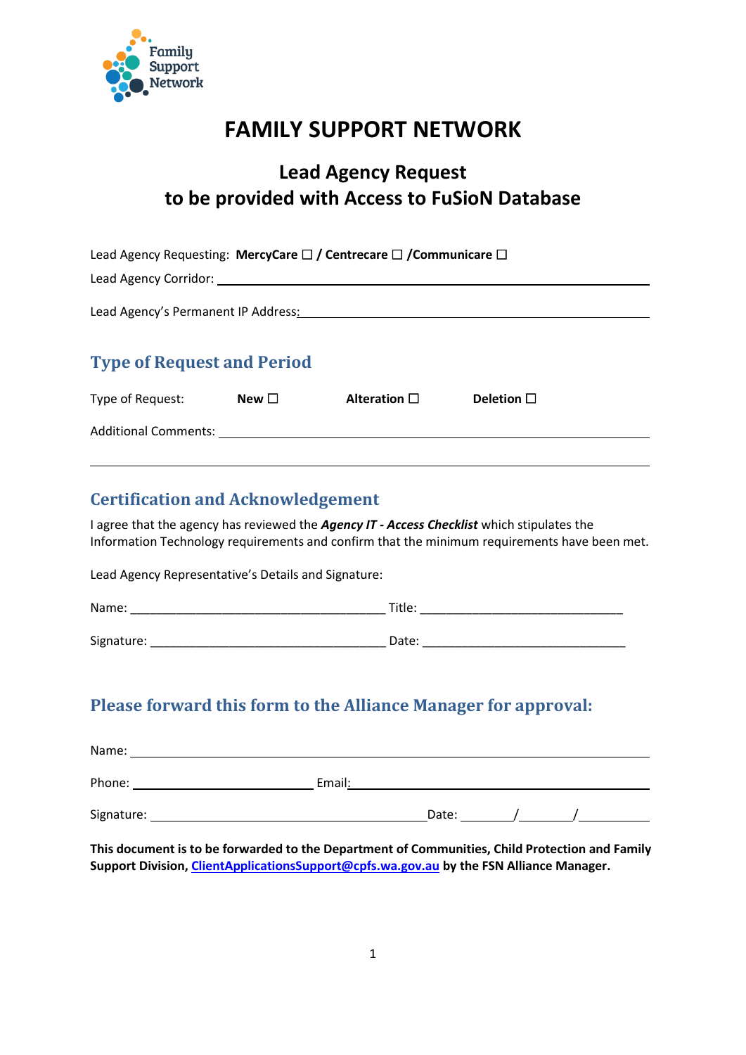# FAMILY SUPPORT NETWORK

## Lead Agency Request to be provided with Access to FuSioN Database

Lead Agency Requesting: **MercyCare ☐ / Centrecare ☐ /Communicare ☐**

Lead Agency Corridor: ____________________________________________

Lead Agency's Permanent IP Address: ____________________________________________

## Type of Request and Period

Type of Request: **New ☐** **Alteration ☐** **Deletion ☐**

Additional Comments: ____________________________________________

____________________________________________

## Certification and Acknowledgement

I agree that the agency has reviewed the ***Agency IT - Access Checklist*** which stipulates the Information Technology requirements and confirm that the minimum requirements have been met.

Lead Agency Representative's Details and Signature:

Name: ______________________ Title: ______________________

Signature: ______________________ Date: ______________________

## Please forward this form to the Alliance Manager for approval:

Name: ____________________________________________

Phone: ______________________ Email: ______________________

Signature: ______________________ Date: _______/_______/_______

**This document is to be forwarded to the Department of Communities, Child Protection and Family Support Division, ClientApplicationsSupport@cpfs.wa.gov.au by the FSN Alliance Manager.**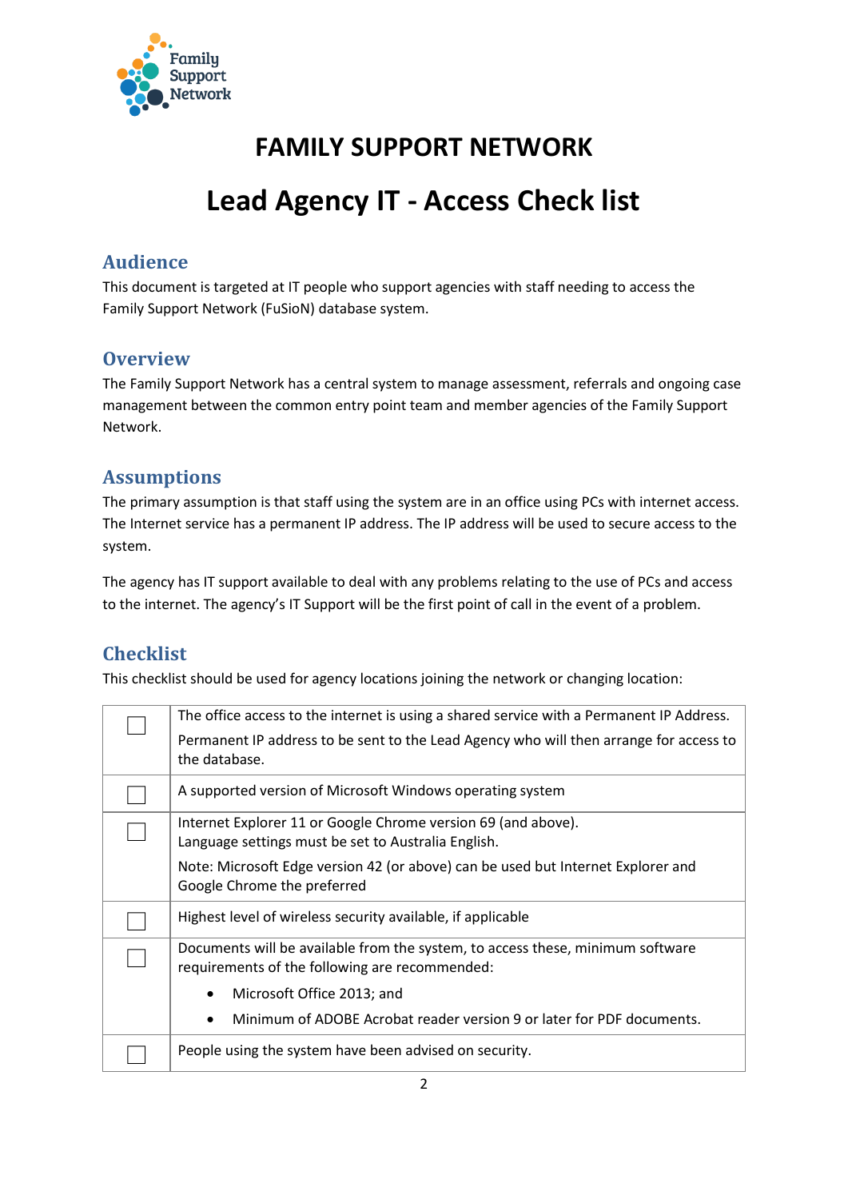# FAMILY SUPPORT NETWORK

# Lead Agency IT - Access Check list

## Audience

This document is targeted at IT people who support agencies with staff needing to access the Family Support Network (FuSioN) database system.

## Overview

The Family Support Network has a central system to manage assessment, referrals and ongoing case management between the common entry point team and member agencies of the Family Support Network.

## Assumptions

The primary assumption is that staff using the system are in an office using PCs with internet access. The Internet service has a permanent IP address. The IP address will be used to secure access to the system.

The agency has IT support available to deal with any problems relating to the use of PCs and access to the internet. The agency's IT Support will be the first point of call in the event of a problem.

## Checklist

This checklist should be used for agency locations joining the network or changing location:

| | |
|---|---|
| ☐ | The office access to the internet is using a shared service with a Permanent IP Address.<br><br>Permanent IP address to be sent to the Lead Agency who will then arrange for access to the database. |
| ☐ | A supported version of Microsoft Windows operating system |
| ☐ | Internet Explorer 11 or Google Chrome version 69 (and above).<br>Language settings must be set to Australia English.<br><br>Note: Microsoft Edge version 42 (or above) can be used but Internet Explorer and Google Chrome the preferred |
| ☐ | Highest level of wireless security available, if applicable |
| ☐ | Documents will be available from the system, to access these, minimum software requirements of the following are recommended:<br>• Microsoft Office 2013; and<br>• Minimum of ADOBE Acrobat reader version 9 or later for PDF documents. |
| ☐ | People using the system have been advised on security. |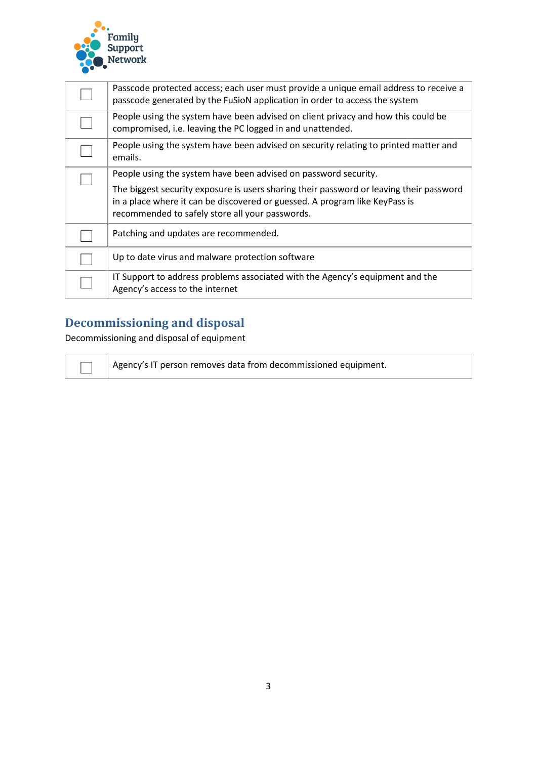| | |
|---|---|
| ☐ | Passcode protected access; each user must provide a unique email address to receive a passcode generated by the FuSioN application in order to access the system |
| ☐ | People using the system have been advised on client privacy and how this could be compromised, i.e. leaving the PC logged in and unattended. |
| ☐ | People using the system have been advised on security relating to printed matter and emails. |
| ☐ | People using the system have been advised on password security.<br><br>The biggest security exposure is users sharing their password or leaving their password in a place where it can be discovered or guessed. A program like KeyPass is recommended to safely store all your passwords. |
| ☐ | Patching and updates are recommended. |
| ☐ | Up to date virus and malware protection software |
| ☐ | IT Support to address problems associated with the Agency's equipment and the Agency's access to the internet |

## Decommissioning and disposal

Decommissioning and disposal of equipment

| | |
|---|---|
| ☐ | Agency's IT person removes data from decommissioned equipment. |